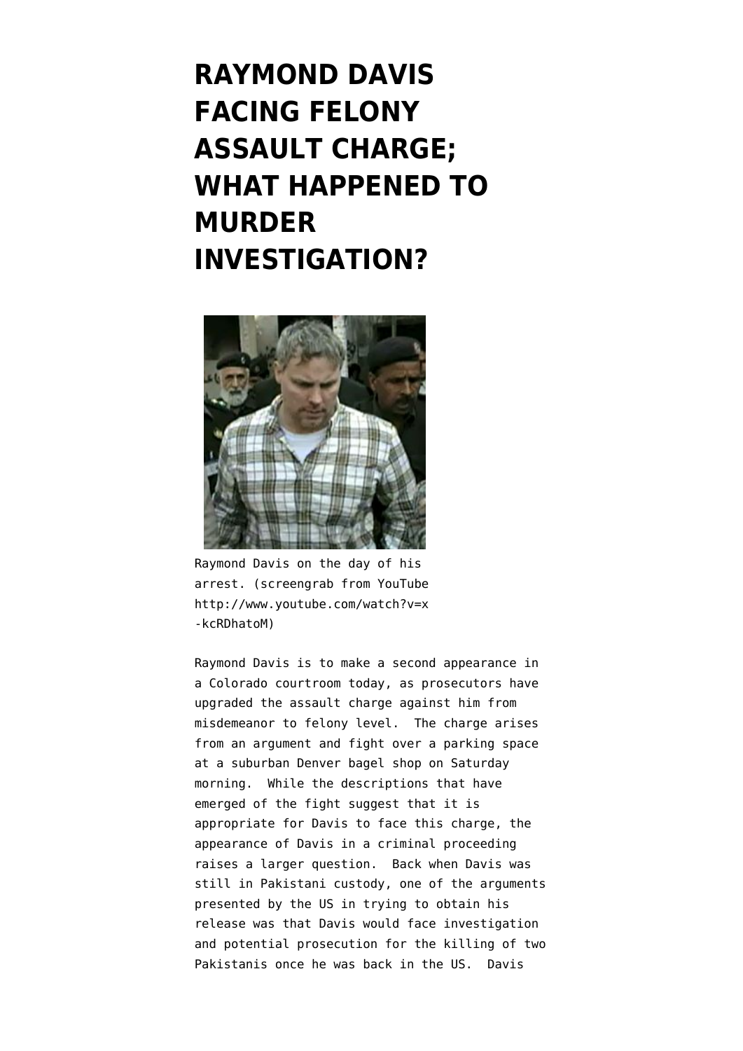# RAYMOND DAVIS FACING FELONY ASSAULT CHARGE; WHAT HAPPENED TO MURDER INVESTIGATION?

Raymond Davis on the day of his arrest. (screengrab from YouTube http://www.youtube.com/watch?v=x-kcRDhatoM)

Raymond Davis is to make a second appearance in a Colorado courtroom today, as prosecutors have upgraded the assault charge against him from misdemeanor to felony level. The charge arises from an argument and fight over a parking space at a suburban Denver bagel shop on Saturday morning. While the descriptions that have emerged of the fight suggest that it is appropriate for Davis to face this charge, the appearance of Davis in a criminal proceeding raises a larger question. Back when Davis was still in Pakistani custody, one of the arguments presented by the US in trying to obtain his release was that Davis would face investigation and potential prosecution for the killing of two Pakistanis once he was back in the US. Davis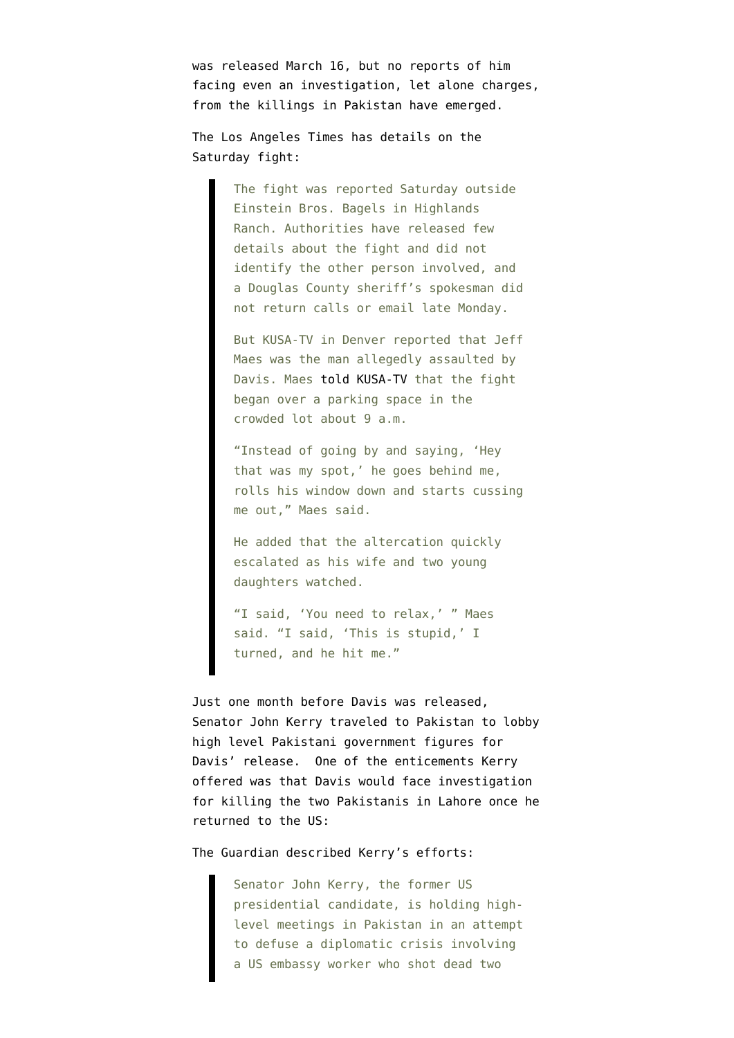was released March 16, but no reports of him facing even an investigation, let alone charges, from the killings in Pakistan have emerged.

The Los Angeles Times has details on the Saturday fight:

> The fight was reported Saturday outside Einstein Bros. Bagels in Highlands Ranch. Authorities have released few details about the fight and did not identify the other person involved, and a Douglas County sheriff's spokesman did not return calls or email late Monday.
>
> But KUSA-TV in Denver reported that Jeff Maes was the man allegedly assaulted by Davis. Maes told KUSA-TV that the fight began over a parking space in the crowded lot about 9 a.m.
>
> "Instead of going by and saying, 'Hey that was my spot,' he goes behind me, rolls his window down and starts cussing me out," Maes said.
>
> He added that the altercation quickly escalated as his wife and two young daughters watched.
>
> "I said, 'You need to relax,' " Maes said. "I said, 'This is stupid,' I turned, and he hit me."

Just one month before Davis was released, Senator John Kerry traveled to Pakistan to lobby high level Pakistani government figures for Davis' release. One of the enticements Kerry offered was that Davis would face investigation for killing the two Pakistanis in Lahore once he returned to the US:

The Guardian described Kerry's efforts:

> Senator John Kerry, the former US presidential candidate, is holding high-level meetings in Pakistan in an attempt to defuse a diplomatic crisis involving a US embassy worker who shot dead two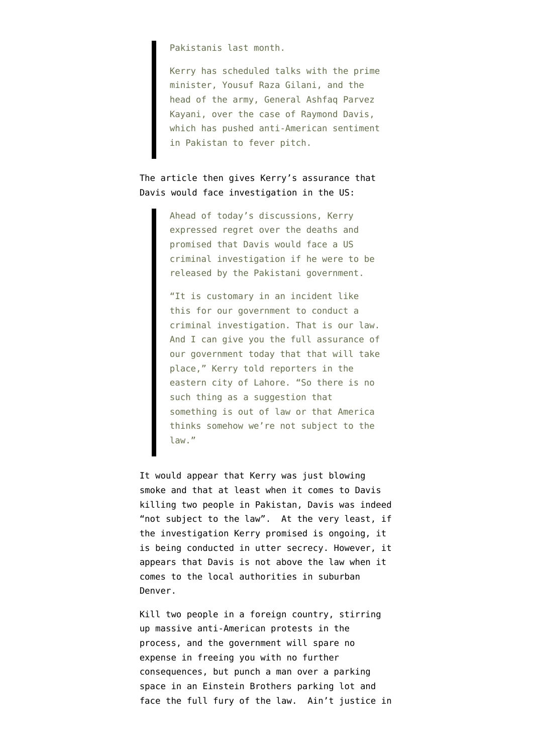> Pakistanis last month.
>
> Kerry has scheduled talks with the prime minister, Yousuf Raza Gilani, and the head of the army, General Ashfaq Parvez Kayani, over the case of Raymond Davis, which has pushed anti-American sentiment in Pakistan to fever pitch.

The article then gives Kerry's assurance that Davis would face investigation in the US:

> Ahead of today's discussions, Kerry expressed regret over the deaths and promised that Davis would face a US criminal investigation if he were to be released by the Pakistani government.
>
> "It is customary in an incident like this for our government to conduct a criminal investigation. That is our law. And I can give you the full assurance of our government today that that will take place," Kerry told reporters in the eastern city of Lahore. "So there is no such thing as a suggestion that something is out of law or that America thinks somehow we're not subject to the law."

It would appear that Kerry was just blowing smoke and that at least when it comes to Davis killing two people in Pakistan, Davis was indeed "not subject to the law". At the very least, if the investigation Kerry promised is ongoing, it is being conducted in utter secrecy. However, it appears that Davis is not above the law when it comes to the local authorities in suburban Denver.

Kill two people in a foreign country, stirring up massive anti-American protests in the process, and the government will spare no expense in freeing you with no further consequences, but punch a man over a parking space in an Einstein Brothers parking lot and face the full fury of the law. Ain't justice in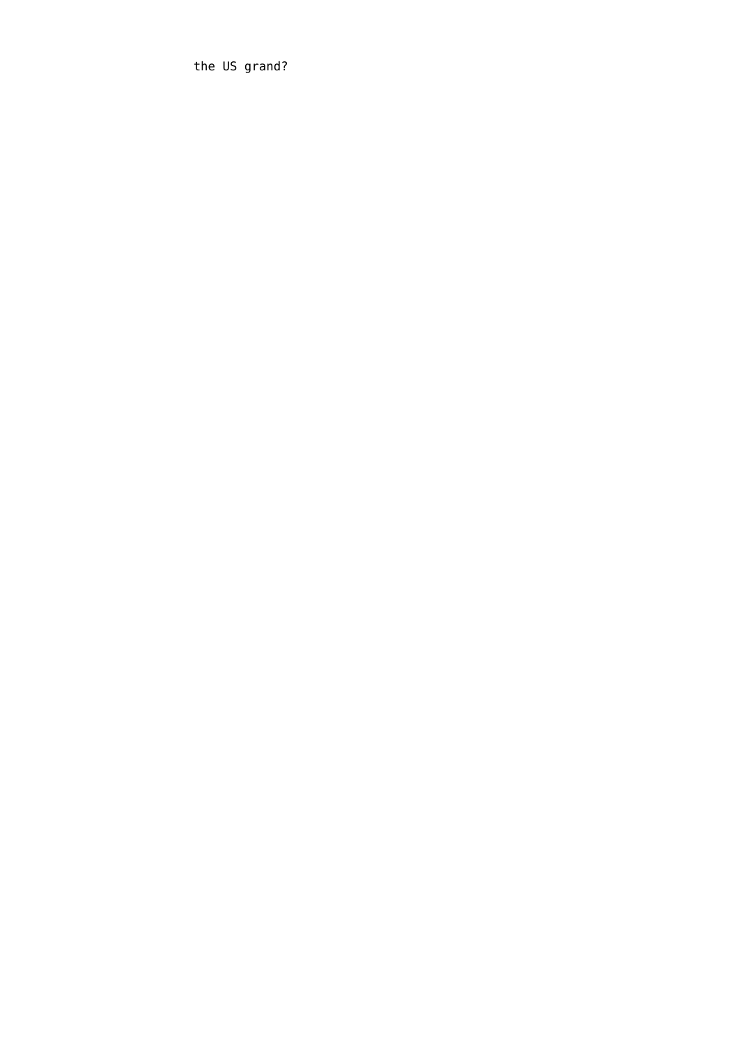the US grand?